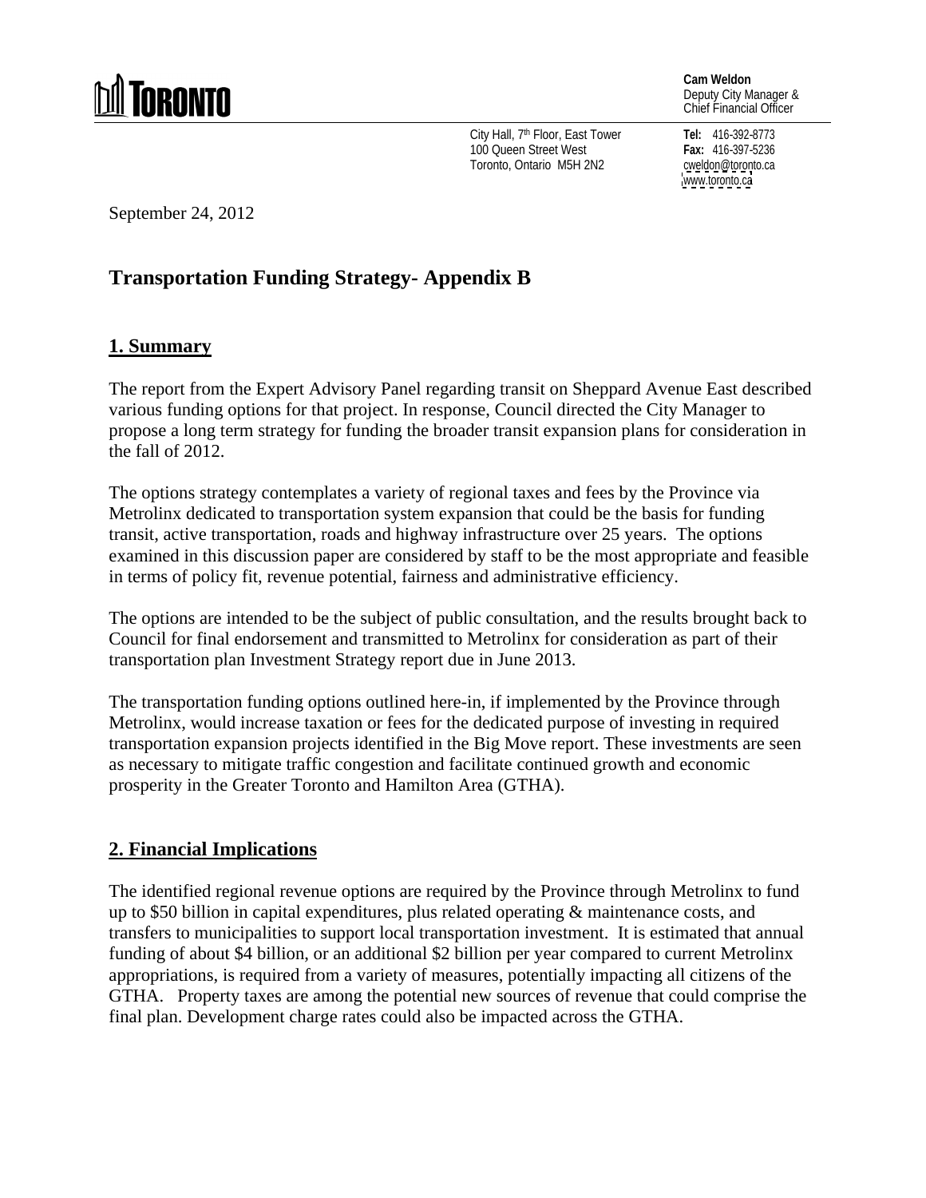**TORONTO**

**Cam Weldon**
Deputy City Manager &
Chief Financial Officer

City Hall, 7th Floor, East Tower
100 Queen Street West
Toronto, Ontario M5H 2N2

**Tel:** 416-392-8773
**Fax:** 416-397-5236
cweldon@toronto.ca
www.toronto.ca

September 24, 2012

# Transportation Funding Strategy- Appendix B

## 1. Summary

The report from the Expert Advisory Panel regarding transit on Sheppard Avenue East described various funding options for that project. In response, Council directed the City Manager to propose a long term strategy for funding the broader transit expansion plans for consideration in the fall of 2012.

The options strategy contemplates a variety of regional taxes and fees by the Province via Metrolinx dedicated to transportation system expansion that could be the basis for funding transit, active transportation, roads and highway infrastructure over 25 years. The options examined in this discussion paper are considered by staff to be the most appropriate and feasible in terms of policy fit, revenue potential, fairness and administrative efficiency.

The options are intended to be the subject of public consultation, and the results brought back to Council for final endorsement and transmitted to Metrolinx for consideration as part of their transportation plan Investment Strategy report due in June 2013.

The transportation funding options outlined here-in, if implemented by the Province through Metrolinx, would increase taxation or fees for the dedicated purpose of investing in required transportation expansion projects identified in the Big Move report. These investments are seen as necessary to mitigate traffic congestion and facilitate continued growth and economic prosperity in the Greater Toronto and Hamilton Area (GTHA).

## 2. Financial Implications

The identified regional revenue options are required by the Province through Metrolinx to fund up to $50 billion in capital expenditures, plus related operating & maintenance costs, and transfers to municipalities to support local transportation investment. It is estimated that annual funding of about $4 billion, or an additional $2 billion per year compared to current Metrolinx appropriations, is required from a variety of measures, potentially impacting all citizens of the GTHA. Property taxes are among the potential new sources of revenue that could comprise the final plan. Development charge rates could also be impacted across the GTHA.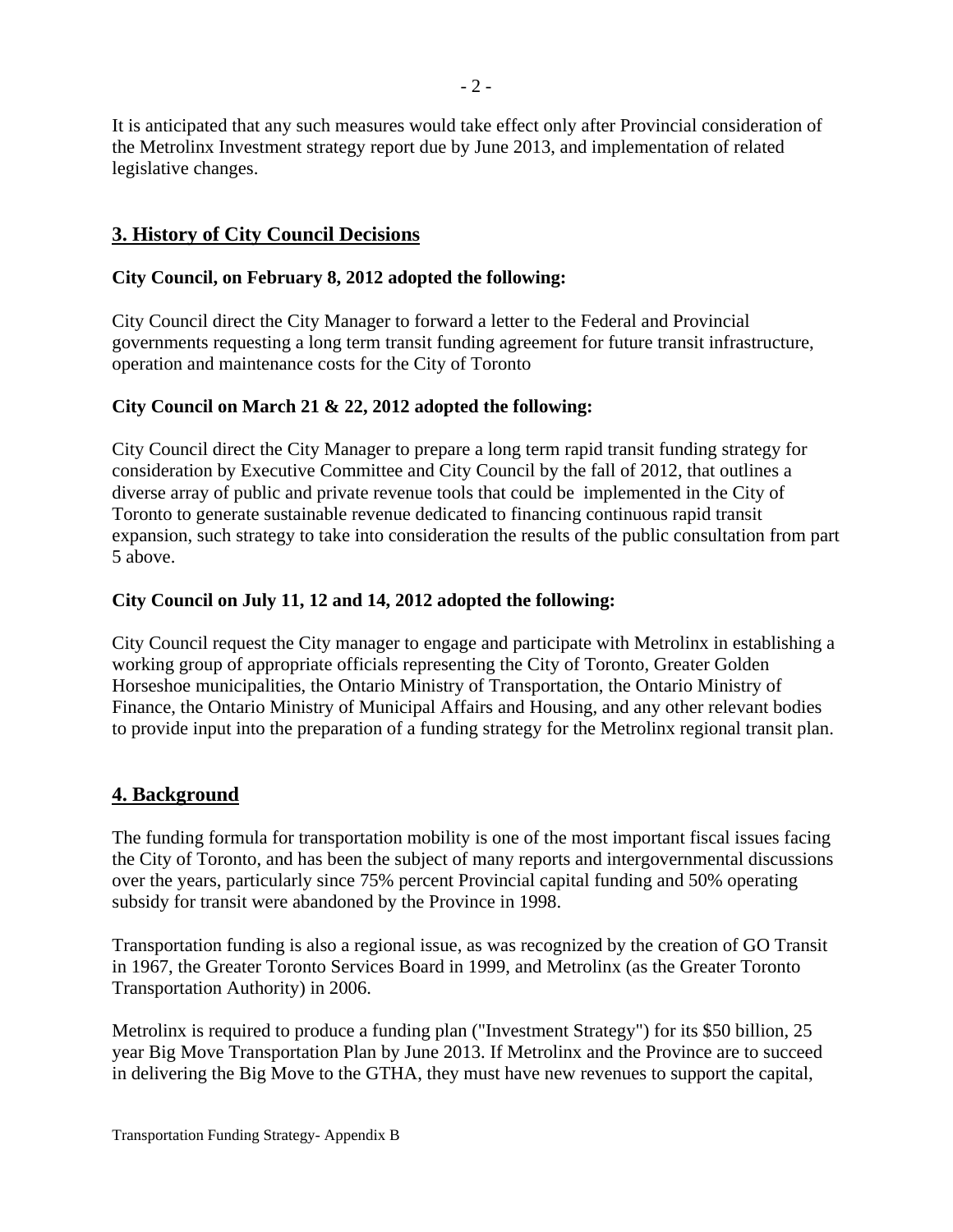It is anticipated that any such measures would take effect only after Provincial consideration of the Metrolinx Investment strategy report due by June 2013, and implementation of related legislative changes.

## 3. History of City Council Decisions

**City Council, on February 8, 2012 adopted the following:**

City Council direct the City Manager to forward a letter to the Federal and Provincial governments requesting a long term transit funding agreement for future transit infrastructure, operation and maintenance costs for the City of Toronto

**City Council on March 21 & 22, 2012 adopted the following:**

City Council direct the City Manager to prepare a long term rapid transit funding strategy for consideration by Executive Committee and City Council by the fall of 2012, that outlines a diverse array of public and private revenue tools that could be implemented in the City of Toronto to generate sustainable revenue dedicated to financing continuous rapid transit expansion, such strategy to take into consideration the results of the public consultation from part 5 above.

**City Council on July 11, 12 and 14, 2012 adopted the following:**

City Council request the City manager to engage and participate with Metrolinx in establishing a working group of appropriate officials representing the City of Toronto, Greater Golden Horseshoe municipalities, the Ontario Ministry of Transportation, the Ontario Ministry of Finance, the Ontario Ministry of Municipal Affairs and Housing, and any other relevant bodies to provide input into the preparation of a funding strategy for the Metrolinx regional transit plan.

## 4. Background

The funding formula for transportation mobility is one of the most important fiscal issues facing the City of Toronto, and has been the subject of many reports and intergovernmental discussions over the years, particularly since 75% percent Provincial capital funding and 50% operating subsidy for transit were abandoned by the Province in 1998.

Transportation funding is also a regional issue, as was recognized by the creation of GO Transit in 1967, the Greater Toronto Services Board in 1999, and Metrolinx (as the Greater Toronto Transportation Authority) in 2006.

Metrolinx is required to produce a funding plan ("Investment Strategy") for its $50 billion, 25 year Big Move Transportation Plan by June 2013. If Metrolinx and the Province are to succeed in delivering the Big Move to the GTHA, they must have new revenues to support the capital,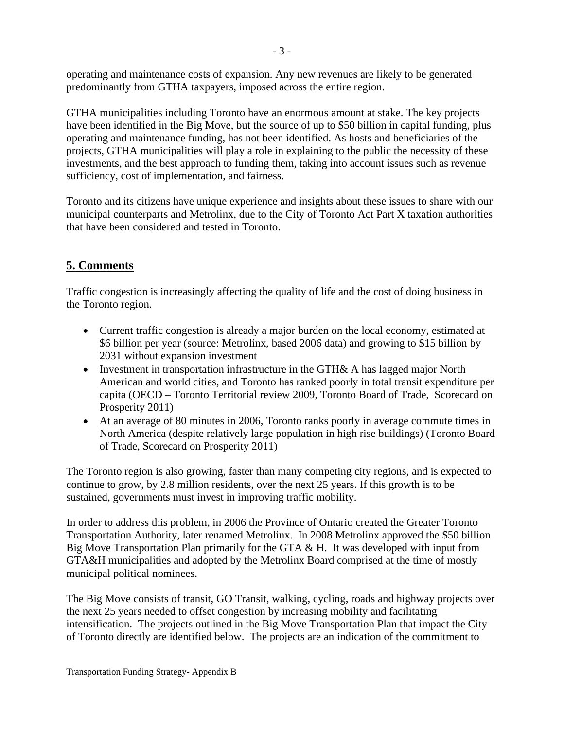operating and maintenance costs of expansion. Any new revenues are likely to be generated predominantly from GTHA taxpayers, imposed across the entire region.

GTHA municipalities including Toronto have an enormous amount at stake. The key projects have been identified in the Big Move, but the source of up to $50 billion in capital funding, plus operating and maintenance funding, has not been identified. As hosts and beneficiaries of the projects, GTHA municipalities will play a role in explaining to the public the necessity of these investments, and the best approach to funding them, taking into account issues such as revenue sufficiency, cost of implementation, and fairness.

Toronto and its citizens have unique experience and insights about these issues to share with our municipal counterparts and Metrolinx, due to the City of Toronto Act Part X taxation authorities that have been considered and tested in Toronto.

## 5. Comments

Traffic congestion is increasingly affecting the quality of life and the cost of doing business in the Toronto region.

- Current traffic congestion is already a major burden on the local economy, estimated at $6 billion per year (source: Metrolinx, based 2006 data) and growing to $15 billion by 2031 without expansion investment
- Investment in transportation infrastructure in the GTH& A has lagged major North American and world cities, and Toronto has ranked poorly in total transit expenditure per capita (OECD – Toronto Territorial review 2009, Toronto Board of Trade, Scorecard on Prosperity 2011)
- At an average of 80 minutes in 2006, Toronto ranks poorly in average commute times in North America (despite relatively large population in high rise buildings) (Toronto Board of Trade, Scorecard on Prosperity 2011)

The Toronto region is also growing, faster than many competing city regions, and is expected to continue to grow, by 2.8 million residents, over the next 25 years. If this growth is to be sustained, governments must invest in improving traffic mobility.

In order to address this problem, in 2006 the Province of Ontario created the Greater Toronto Transportation Authority, later renamed Metrolinx. In 2008 Metrolinx approved the $50 billion Big Move Transportation Plan primarily for the GTA & H. It was developed with input from GTA&H municipalities and adopted by the Metrolinx Board comprised at the time of mostly municipal political nominees.

The Big Move consists of transit, GO Transit, walking, cycling, roads and highway projects over the next 25 years needed to offset congestion by increasing mobility and facilitating intensification. The projects outlined in the Big Move Transportation Plan that impact the City of Toronto directly are identified below. The projects are an indication of the commitment to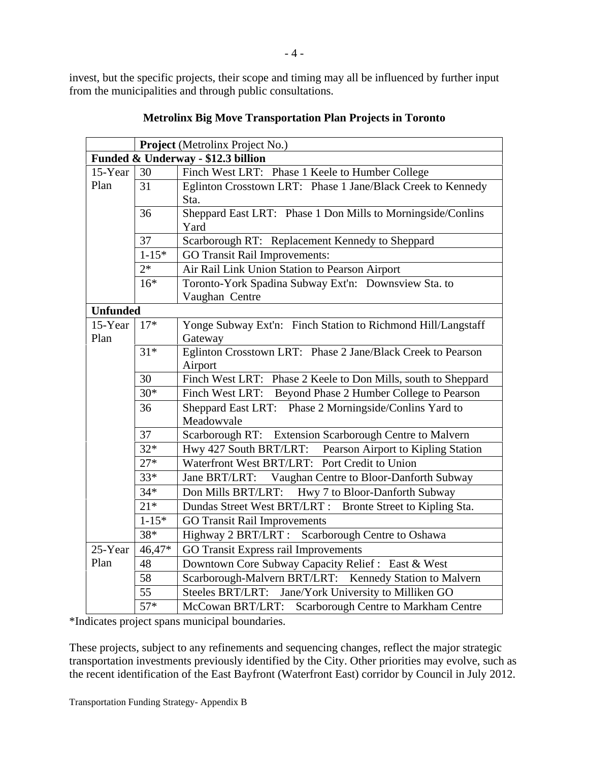invest, but the specific projects, their scope and timing may all be influenced by further input from the municipalities and through public consultations.

**Metrolinx Big Move Transportation Plan Projects in Toronto**

| | **Project** (Metrolinx Project No.) | |
|---|---|---|
| **Funded & Underway - $12.3 billion** | | |
| 15-Year Plan | 30 | Finch West LRT: Phase 1 Keele to Humber College |
| | 31 | Eglinton Crosstown LRT: Phase 1 Jane/Black Creek to Kennedy Sta. |
| | 36 | Sheppard East LRT: Phase 1 Don Mills to Morningside/Conlins Yard |
| | 37 | Scarborough RT: Replacement Kennedy to Sheppard |
| | 1-15* | GO Transit Rail Improvements: |
| | 2* | Air Rail Link Union Station to Pearson Airport |
| | 16* | Toronto-York Spadina Subway Ext'n: Downsview Sta. to Vaughan Centre |
| **Unfunded** | | |
| 15-Year Plan | 17* | Yonge Subway Ext'n: Finch Station to Richmond Hill/Langstaff Gateway |
| | 31* | Eglinton Crosstown LRT: Phase 2 Jane/Black Creek to Pearson Airport |
| | 30 | Finch West LRT: Phase 2 Keele to Don Mills, south to Sheppard |
| | 30* | Finch West LRT: Beyond Phase 2 Humber College to Pearson |
| | 36 | Sheppard East LRT: Phase 2 Morningside/Conlins Yard to Meadowvale |
| | 37 | Scarborough RT: Extension Scarborough Centre to Malvern |
| | 32* | Hwy 427 South BRT/LRT: Pearson Airport to Kipling Station |
| | 27* | Waterfront West BRT/LRT: Port Credit to Union |
| | 33* | Jane BRT/LRT: Vaughan Centre to Bloor-Danforth Subway |
| | 34* | Don Mills BRT/LRT: Hwy 7 to Bloor-Danforth Subway |
| | 21* | Dundas Street West BRT/LRT : Bronte Street to Kipling Sta. |
| | 1-15* | GO Transit Rail Improvements |
| | 38* | Highway 2 BRT/LRT : Scarborough Centre to Oshawa |
| 25-Year Plan | 46,47* | GO Transit Express rail Improvements |
| | 48 | Downtown Core Subway Capacity Relief : East & West |
| | 58 | Scarborough-Malvern BRT/LRT: Kennedy Station to Malvern |
| | 55 | Steeles BRT/LRT: Jane/York University to Milliken GO |
| | 57* | McCowan BRT/LRT: Scarborough Centre to Markham Centre |

*Indicates project spans municipal boundaries.

These projects, subject to any refinements and sequencing changes, reflect the major strategic transportation investments previously identified by the City. Other priorities may evolve, such as the recent identification of the East Bayfront (Waterfront East) corridor by Council in July 2012.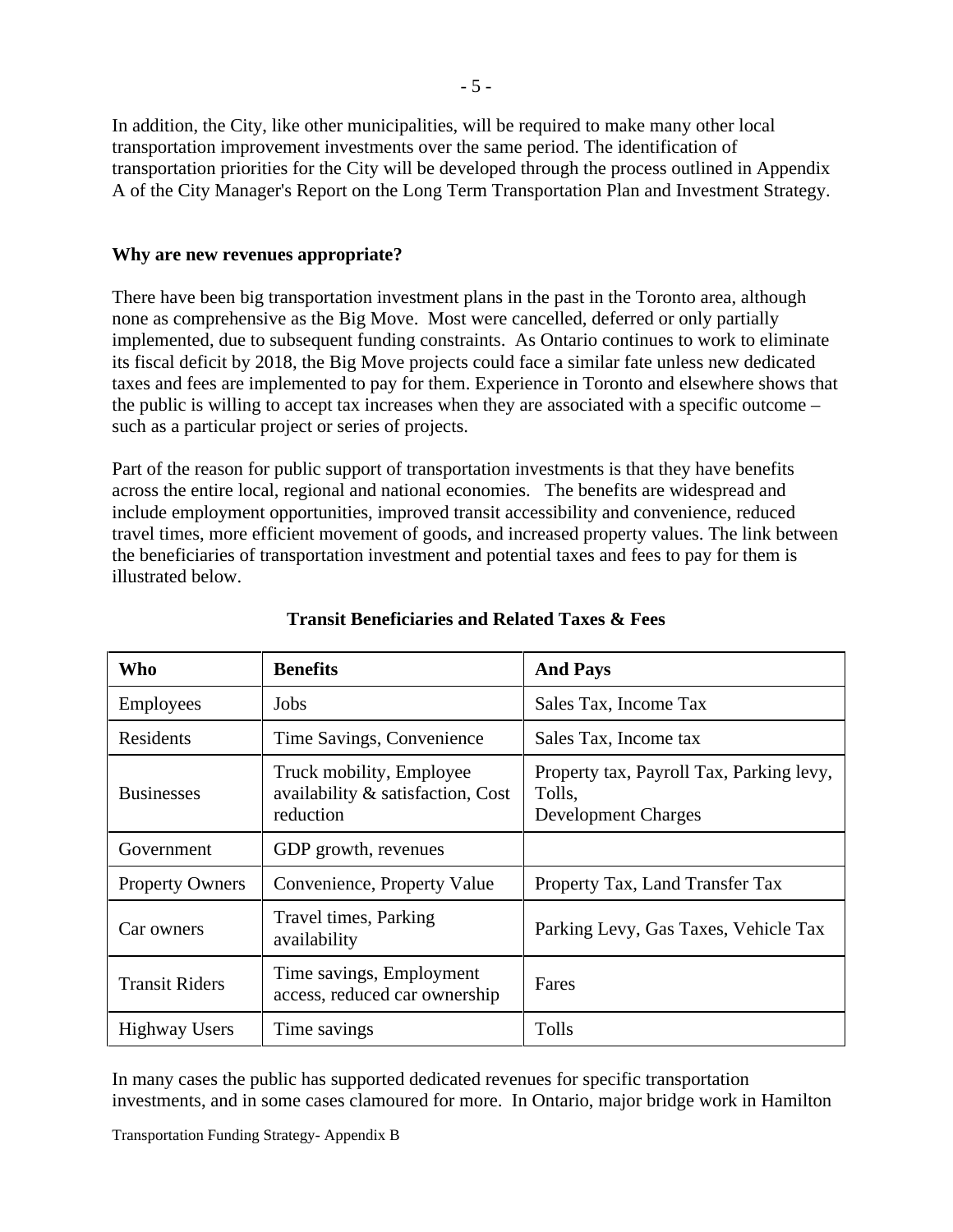In addition, the City, like other municipalities, will be required to make many other local transportation improvement investments over the same period. The identification of transportation priorities for the City will be developed through the process outlined in Appendix A of the City Manager's Report on the Long Term Transportation Plan and Investment Strategy.

**Why are new revenues appropriate?**

There have been big transportation investment plans in the past in the Toronto area, although none as comprehensive as the Big Move. Most were cancelled, deferred or only partially implemented, due to subsequent funding constraints. As Ontario continues to work to eliminate its fiscal deficit by 2018, the Big Move projects could face a similar fate unless new dedicated taxes and fees are implemented to pay for them. Experience in Toronto and elsewhere shows that the public is willing to accept tax increases when they are associated with a specific outcome – such as a particular project or series of projects.

Part of the reason for public support of transportation investments is that they have benefits across the entire local, regional and national economies. The benefits are widespread and include employment opportunities, improved transit accessibility and convenience, reduced travel times, more efficient movement of goods, and increased property values. The link between the beneficiaries of transportation investment and potential taxes and fees to pay for them is illustrated below.

**Transit Beneficiaries and Related Taxes & Fees**

| Who | Benefits | And Pays |
|---|---|---|
| Employees | Jobs | Sales Tax, Income Tax |
| Residents | Time Savings, Convenience | Sales Tax, Income tax |
| Businesses | Truck mobility, Employee availability & satisfaction, Cost reduction | Property tax, Payroll Tax, Parking levy, Tolls, Development Charges |
| Government | GDP growth, revenues | |
| Property Owners | Convenience, Property Value | Property Tax, Land Transfer Tax |
| Car owners | Travel times, Parking availability | Parking Levy, Gas Taxes, Vehicle Tax |
| Transit Riders | Time savings, Employment access, reduced car ownership | Fares |
| Highway Users | Time savings | Tolls |

In many cases the public has supported dedicated revenues for specific transportation investments, and in some cases clamoured for more. In Ontario, major bridge work in Hamilton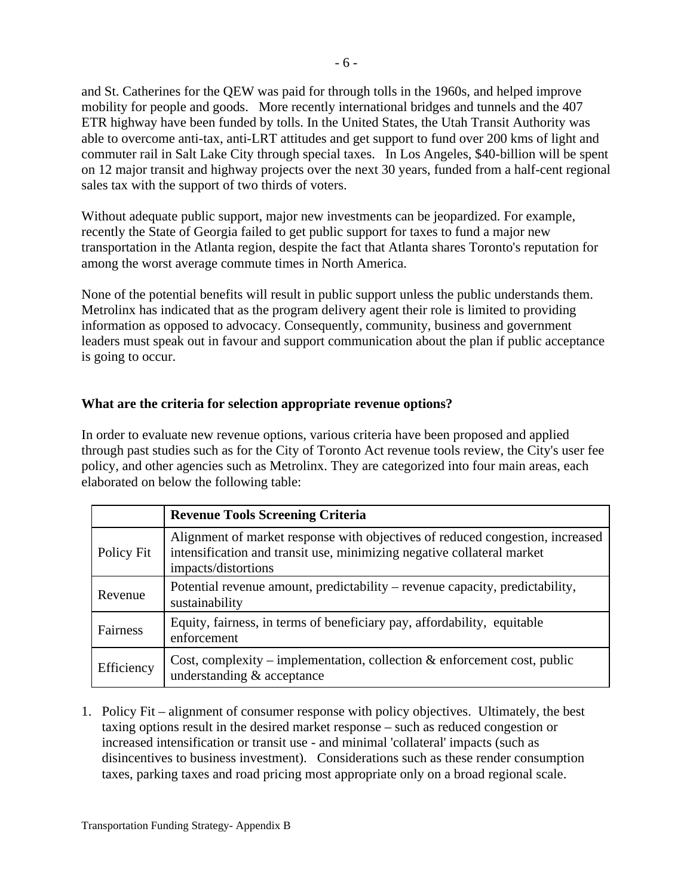and St. Catherines for the QEW was paid for through tolls in the 1960s, and helped improve mobility for people and goods. More recently international bridges and tunnels and the 407 ETR highway have been funded by tolls. In the United States, the Utah Transit Authority was able to overcome anti-tax, anti-LRT attitudes and get support to fund over 200 kms of light and commuter rail in Salt Lake City through special taxes. In Los Angeles, $40-billion will be spent on 12 major transit and highway projects over the next 30 years, funded from a half-cent regional sales tax with the support of two thirds of voters.

Without adequate public support, major new investments can be jeopardized. For example, recently the State of Georgia failed to get public support for taxes to fund a major new transportation in the Atlanta region, despite the fact that Atlanta shares Toronto's reputation for among the worst average commute times in North America.

None of the potential benefits will result in public support unless the public understands them. Metrolinx has indicated that as the program delivery agent their role is limited to providing information as opposed to advocacy. Consequently, community, business and government leaders must speak out in favour and support communication about the plan if public acceptance is going to occur.

**What are the criteria for selection appropriate revenue options?**

In order to evaluate new revenue options, various criteria have been proposed and applied through past studies such as for the City of Toronto Act revenue tools review, the City's user fee policy, and other agencies such as Metrolinx. They are categorized into four main areas, each elaborated on below the following table:

| | **Revenue Tools Screening Criteria** |
|---|---|
| Policy Fit | Alignment of market response with objectives of reduced congestion, increased intensification and transit use, minimizing negative collateral market impacts/distortions |
| Revenue | Potential revenue amount, predictability – revenue capacity, predictability, sustainability |
| Fairness | Equity, fairness, in terms of beneficiary pay, affordability, equitable enforcement |
| Efficiency | Cost, complexity – implementation, collection & enforcement cost, public understanding & acceptance |

1. Policy Fit – alignment of consumer response with policy objectives. Ultimately, the best taxing options result in the desired market response – such as reduced congestion or increased intensification or transit use - and minimal 'collateral' impacts (such as disincentives to business investment). Considerations such as these render consumption taxes, parking taxes and road pricing most appropriate only on a broad regional scale.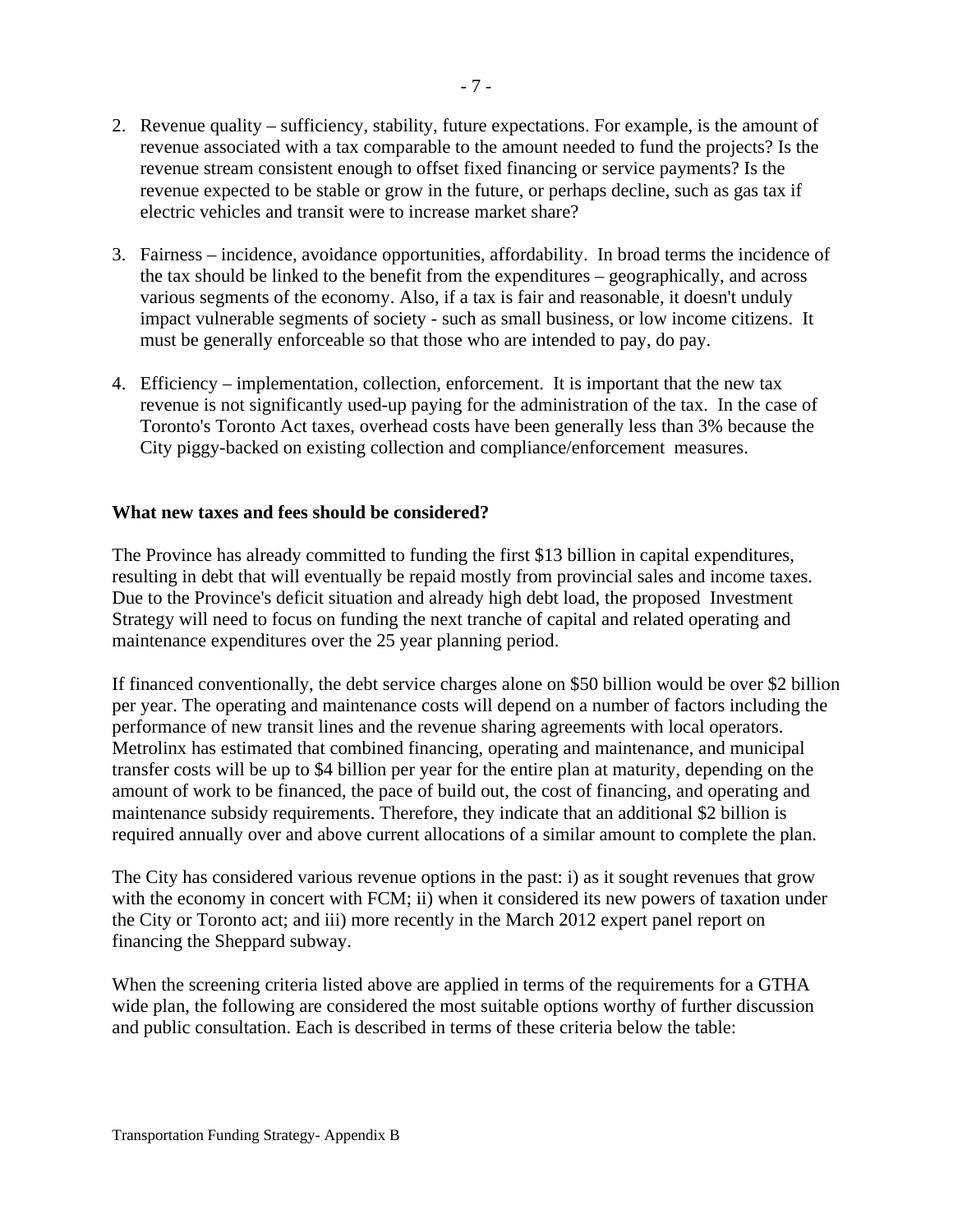2. Revenue quality – sufficiency, stability, future expectations. For example, is the amount of revenue associated with a tax comparable to the amount needed to fund the projects? Is the revenue stream consistent enough to offset fixed financing or service payments? Is the revenue expected to be stable or grow in the future, or perhaps decline, such as gas tax if electric vehicles and transit were to increase market share?

3. Fairness – incidence, avoidance opportunities, affordability. In broad terms the incidence of the tax should be linked to the benefit from the expenditures – geographically, and across various segments of the economy. Also, if a tax is fair and reasonable, it doesn't unduly impact vulnerable segments of society - such as small business, or low income citizens. It must be generally enforceable so that those who are intended to pay, do pay.

4. Efficiency – implementation, collection, enforcement. It is important that the new tax revenue is not significantly used-up paying for the administration of the tax. In the case of Toronto's Toronto Act taxes, overhead costs have been generally less than 3% because the City piggy-backed on existing collection and compliance/enforcement measures.

**What new taxes and fees should be considered?**

The Province has already committed to funding the first $13 billion in capital expenditures, resulting in debt that will eventually be repaid mostly from provincial sales and income taxes. Due to the Province's deficit situation and already high debt load, the proposed Investment Strategy will need to focus on funding the next tranche of capital and related operating and maintenance expenditures over the 25 year planning period.

If financed conventionally, the debt service charges alone on $50 billion would be over $2 billion per year. The operating and maintenance costs will depend on a number of factors including the performance of new transit lines and the revenue sharing agreements with local operators. Metrolinx has estimated that combined financing, operating and maintenance, and municipal transfer costs will be up to $4 billion per year for the entire plan at maturity, depending on the amount of work to be financed, the pace of build out, the cost of financing, and operating and maintenance subsidy requirements. Therefore, they indicate that an additional $2 billion is required annually over and above current allocations of a similar amount to complete the plan.

The City has considered various revenue options in the past: i) as it sought revenues that grow with the economy in concert with FCM; ii) when it considered its new powers of taxation under the City or Toronto act; and iii) more recently in the March 2012 expert panel report on financing the Sheppard subway.

When the screening criteria listed above are applied in terms of the requirements for a GTHA wide plan, the following are considered the most suitable options worthy of further discussion and public consultation. Each is described in terms of these criteria below the table: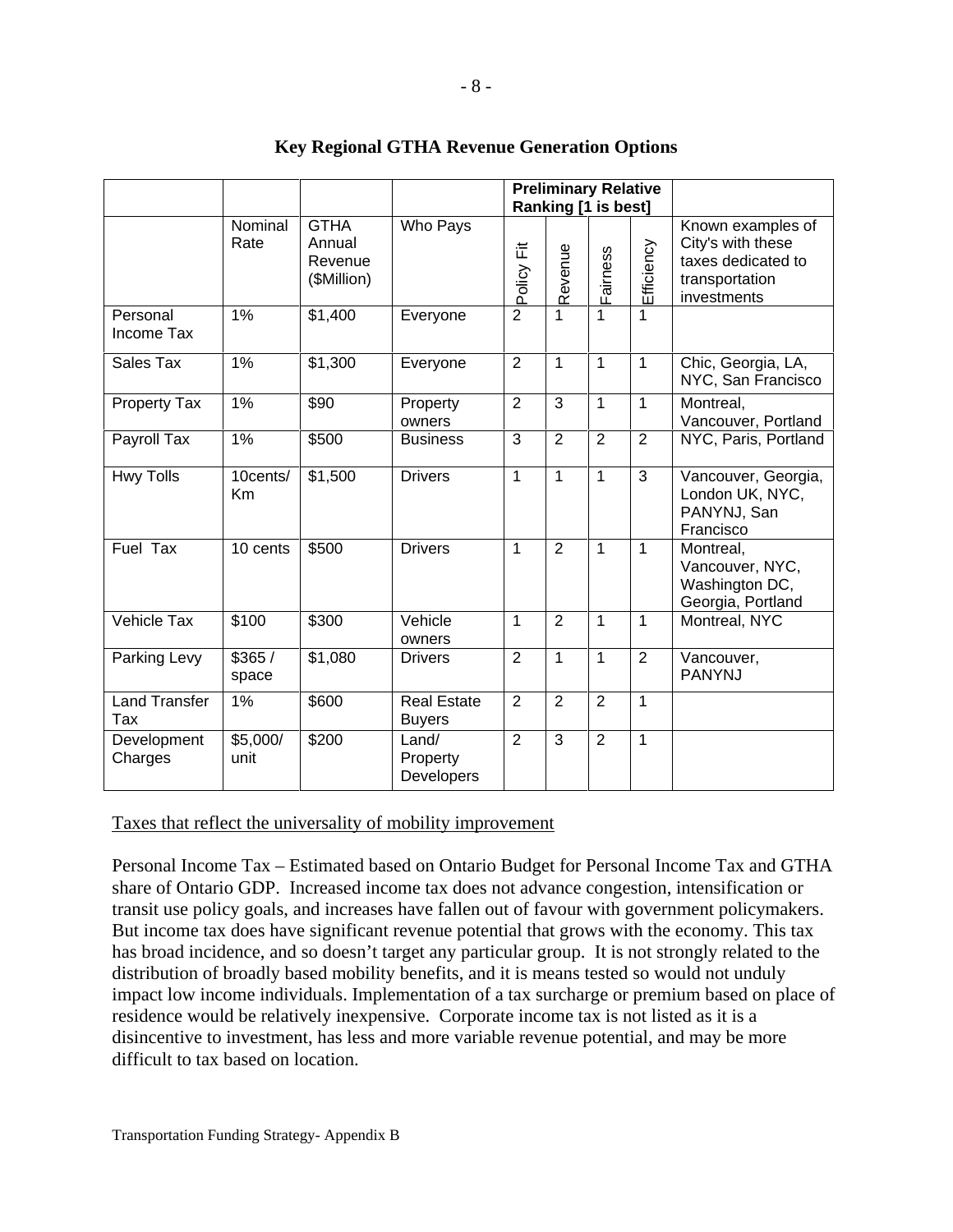## Key Regional GTHA Revenue Generation Options

| | | | | Preliminary Relative Ranking [1 is best] | | | | |
|---|---|---|---|---|---|---|---|---|
| | Nominal Rate | GTHA Annual Revenue ($Million) | Who Pays | Policy Fit | Revenue | Fairness | Efficiency | Known examples of City's with these taxes dedicated to transportation investments |
| Personal Income Tax | 1% | $1,400 | Everyone | 2 | 1 | 1 | 1 | |
| Sales Tax | 1% | $1,300 | Everyone | 2 | 1 | 1 | 1 | Chic, Georgia, LA, NYC, San Francisco |
| Property Tax | 1% | $90 | Property owners | 2 | 3 | 1 | 1 | Montreal, Vancouver, Portland |
| Payroll Tax | 1% | $500 | Business | 3 | 2 | 2 | 2 | NYC, Paris, Portland |
| Hwy Tolls | 10cents/ Km | $1,500 | Drivers | 1 | 1 | 1 | 3 | Vancouver, Georgia, London UK, NYC, PANYNJ, San Francisco |
| Fuel Tax | 10 cents | $500 | Drivers | 1 | 2 | 1 | 1 | Montreal, Vancouver, NYC, Washington DC, Georgia, Portland |
| Vehicle Tax | $100 | $300 | Vehicle owners | 1 | 2 | 1 | 1 | Montreal, NYC |
| Parking Levy | $365 / space | $1,080 | Drivers | 2 | 1 | 1 | 2 | Vancouver, PANYNJ |
| Land Transfer Tax | 1% | $600 | Real Estate Buyers | 2 | 2 | 2 | 1 | |
| Development Charges | $5,000/ unit | $200 | Land/ Property Developers | 2 | 3 | 2 | 1 | |

<u>Taxes that reflect the universality of mobility improvement</u>

Personal Income Tax – Estimated based on Ontario Budget for Personal Income Tax and GTHA share of Ontario GDP. Increased income tax does not advance congestion, intensification or transit use policy goals, and increases have fallen out of favour with government policymakers. But income tax does have significant revenue potential that grows with the economy. This tax has broad incidence, and so doesn't target any particular group. It is not strongly related to the distribution of broadly based mobility benefits, and it is means tested so would not unduly impact low income individuals. Implementation of a tax surcharge or premium based on place of residence would be relatively inexpensive. Corporate income tax is not listed as it is a disincentive to investment, has less and more variable revenue potential, and may be more difficult to tax based on location.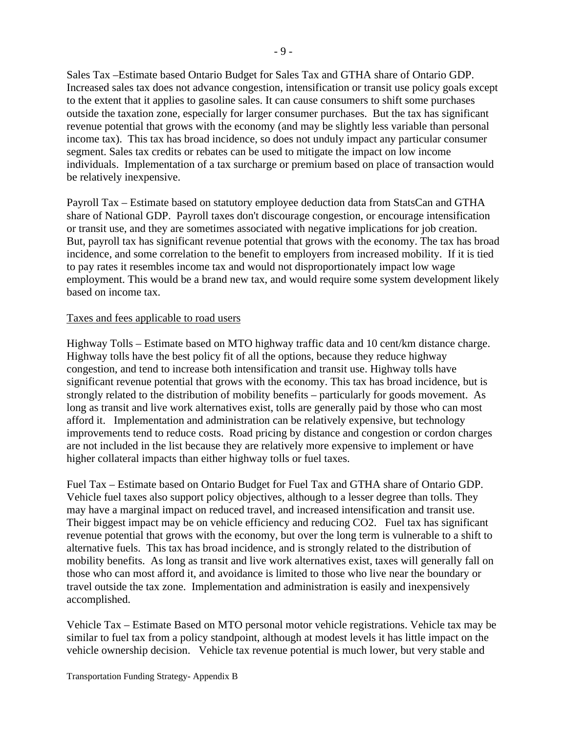Sales Tax –Estimate based Ontario Budget for Sales Tax and GTHA share of Ontario GDP. Increased sales tax does not advance congestion, intensification or transit use policy goals except to the extent that it applies to gasoline sales. It can cause consumers to shift some purchases outside the taxation zone, especially for larger consumer purchases. But the tax has significant revenue potential that grows with the economy (and may be slightly less variable than personal income tax). This tax has broad incidence, so does not unduly impact any particular consumer segment. Sales tax credits or rebates can be used to mitigate the impact on low income individuals. Implementation of a tax surcharge or premium based on place of transaction would be relatively inexpensive.

Payroll Tax – Estimate based on statutory employee deduction data from StatsCan and GTHA share of National GDP. Payroll taxes don't discourage congestion, or encourage intensification or transit use, and they are sometimes associated with negative implications for job creation. But, payroll tax has significant revenue potential that grows with the economy. The tax has broad incidence, and some correlation to the benefit to employers from increased mobility. If it is tied to pay rates it resembles income tax and would not disproportionately impact low wage employment. This would be a brand new tax, and would require some system development likely based on income tax.

Taxes and fees applicable to road users

Highway Tolls – Estimate based on MTO highway traffic data and 10 cent/km distance charge. Highway tolls have the best policy fit of all the options, because they reduce highway congestion, and tend to increase both intensification and transit use. Highway tolls have significant revenue potential that grows with the economy. This tax has broad incidence, but is strongly related to the distribution of mobility benefits – particularly for goods movement. As long as transit and live work alternatives exist, tolls are generally paid by those who can most afford it. Implementation and administration can be relatively expensive, but technology improvements tend to reduce costs. Road pricing by distance and congestion or cordon charges are not included in the list because they are relatively more expensive to implement or have higher collateral impacts than either highway tolls or fuel taxes.

Fuel Tax – Estimate based on Ontario Budget for Fuel Tax and GTHA share of Ontario GDP. Vehicle fuel taxes also support policy objectives, although to a lesser degree than tolls. They may have a marginal impact on reduced travel, and increased intensification and transit use. Their biggest impact may be on vehicle efficiency and reducing $CO_2$. Fuel tax has significant revenue potential that grows with the economy, but over the long term is vulnerable to a shift to alternative fuels. This tax has broad incidence, and is strongly related to the distribution of mobility benefits. As long as transit and live work alternatives exist, taxes will generally fall on those who can most afford it, and avoidance is limited to those who live near the boundary or travel outside the tax zone. Implementation and administration is easily and inexpensively accomplished.

Vehicle Tax – Estimate Based on MTO personal motor vehicle registrations. Vehicle tax may be similar to fuel tax from a policy standpoint, although at modest levels it has little impact on the vehicle ownership decision. Vehicle tax revenue potential is much lower, but very stable and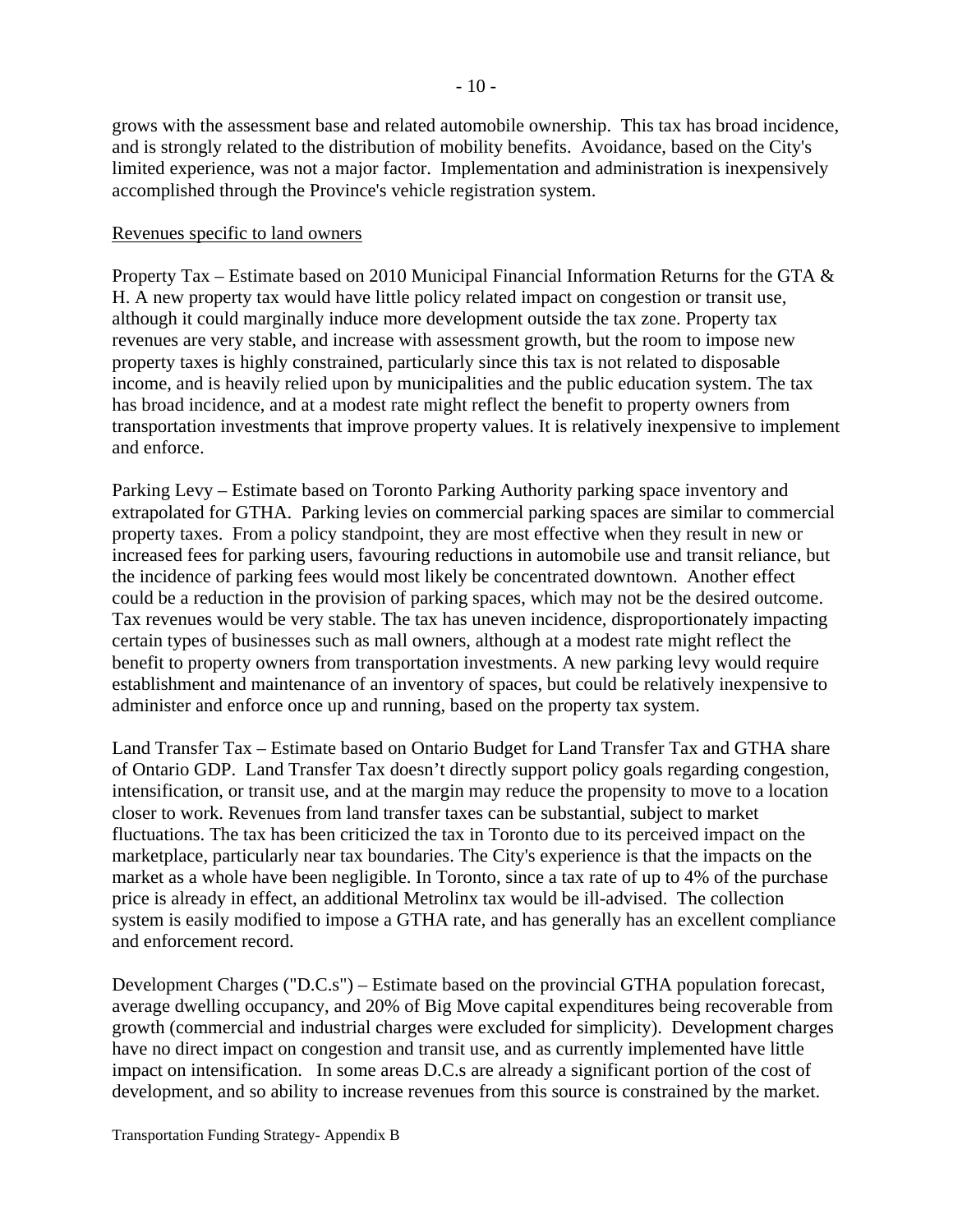grows with the assessment base and related automobile ownership. This tax has broad incidence, and is strongly related to the distribution of mobility benefits. Avoidance, based on the City's limited experience, was not a major factor. Implementation and administration is inexpensively accomplished through the Province's vehicle registration system.

Revenues specific to land owners

Property Tax – Estimate based on 2010 Municipal Financial Information Returns for the GTA & H. A new property tax would have little policy related impact on congestion or transit use, although it could marginally induce more development outside the tax zone. Property tax revenues are very stable, and increase with assessment growth, but the room to impose new property taxes is highly constrained, particularly since this tax is not related to disposable income, and is heavily relied upon by municipalities and the public education system. The tax has broad incidence, and at a modest rate might reflect the benefit to property owners from transportation investments that improve property values. It is relatively inexpensive to implement and enforce.

Parking Levy – Estimate based on Toronto Parking Authority parking space inventory and extrapolated for GTHA. Parking levies on commercial parking spaces are similar to commercial property taxes. From a policy standpoint, they are most effective when they result in new or increased fees for parking users, favouring reductions in automobile use and transit reliance, but the incidence of parking fees would most likely be concentrated downtown. Another effect could be a reduction in the provision of parking spaces, which may not be the desired outcome. Tax revenues would be very stable. The tax has uneven incidence, disproportionately impacting certain types of businesses such as mall owners, although at a modest rate might reflect the benefit to property owners from transportation investments. A new parking levy would require establishment and maintenance of an inventory of spaces, but could be relatively inexpensive to administer and enforce once up and running, based on the property tax system.

Land Transfer Tax – Estimate based on Ontario Budget for Land Transfer Tax and GTHA share of Ontario GDP. Land Transfer Tax doesn't directly support policy goals regarding congestion, intensification, or transit use, and at the margin may reduce the propensity to move to a location closer to work. Revenues from land transfer taxes can be substantial, subject to market fluctuations. The tax has been criticized the tax in Toronto due to its perceived impact on the marketplace, particularly near tax boundaries. The City's experience is that the impacts on the market as a whole have been negligible. In Toronto, since a tax rate of up to 4% of the purchase price is already in effect, an additional Metrolinx tax would be ill-advised. The collection system is easily modified to impose a GTHA rate, and has generally has an excellent compliance and enforcement record.

Development Charges ("D.C.s") – Estimate based on the provincial GTHA population forecast, average dwelling occupancy, and 20% of Big Move capital expenditures being recoverable from growth (commercial and industrial charges were excluded for simplicity). Development charges have no direct impact on congestion and transit use, and as currently implemented have little impact on intensification. In some areas D.C.s are already a significant portion of the cost of development, and so ability to increase revenues from this source is constrained by the market.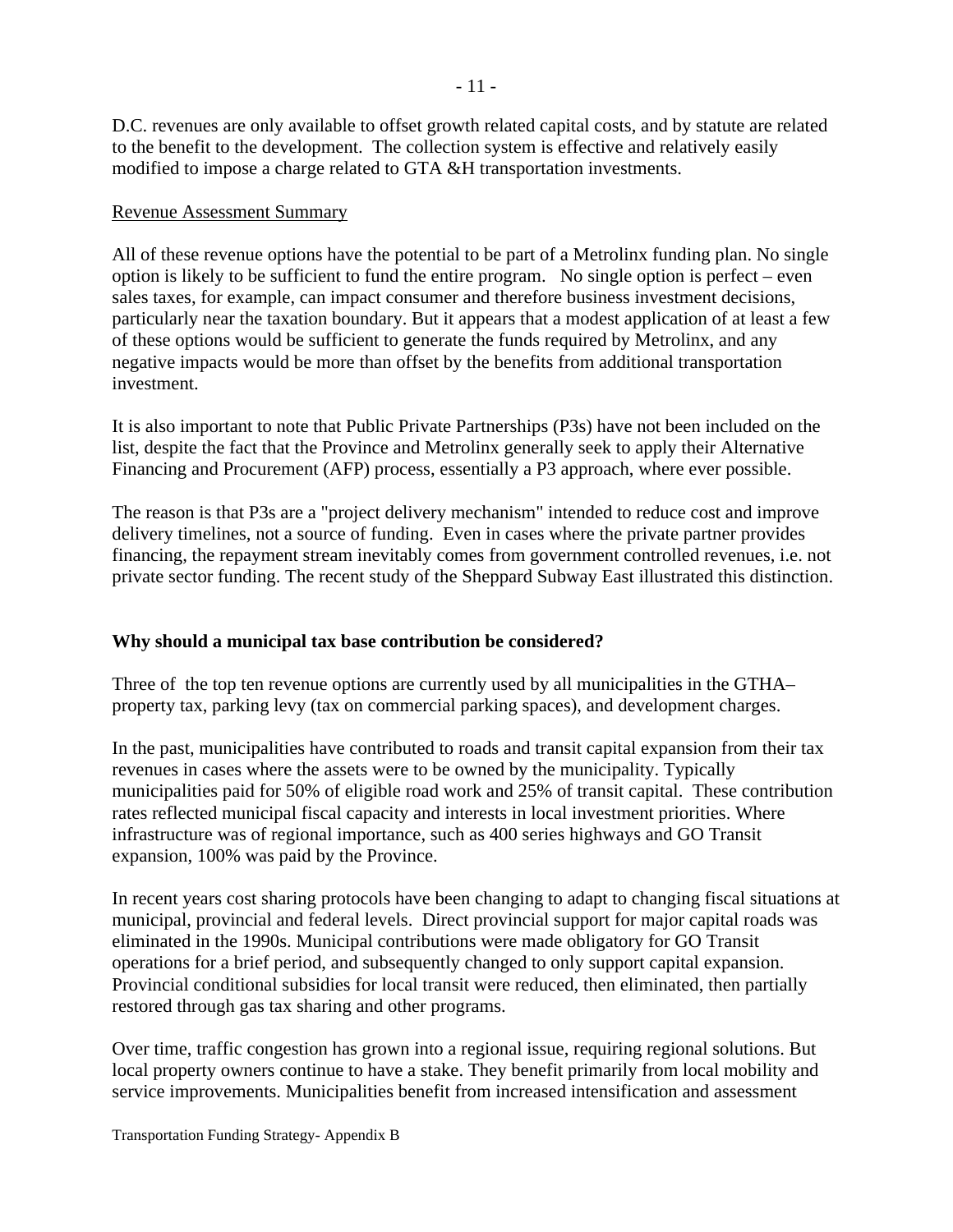D.C. revenues are only available to offset growth related capital costs, and by statute are related to the benefit to the development. The collection system is effective and relatively easily modified to impose a charge related to GTA &H transportation investments.

Revenue Assessment Summary

All of these revenue options have the potential to be part of a Metrolinx funding plan. No single option is likely to be sufficient to fund the entire program. No single option is perfect – even sales taxes, for example, can impact consumer and therefore business investment decisions, particularly near the taxation boundary. But it appears that a modest application of at least a few of these options would be sufficient to generate the funds required by Metrolinx, and any negative impacts would be more than offset by the benefits from additional transportation investment.

It is also important to note that Public Private Partnerships (P3s) have not been included on the list, despite the fact that the Province and Metrolinx generally seek to apply their Alternative Financing and Procurement (AFP) process, essentially a P3 approach, where ever possible.

The reason is that P3s are a "project delivery mechanism" intended to reduce cost and improve delivery timelines, not a source of funding. Even in cases where the private partner provides financing, the repayment stream inevitably comes from government controlled revenues, i.e. not private sector funding. The recent study of the Sheppard Subway East illustrated this distinction.

**Why should a municipal tax base contribution be considered?**

Three of the top ten revenue options are currently used by all municipalities in the GTHA– property tax, parking levy (tax on commercial parking spaces), and development charges.

In the past, municipalities have contributed to roads and transit capital expansion from their tax revenues in cases where the assets were to be owned by the municipality. Typically municipalities paid for 50% of eligible road work and 25% of transit capital. These contribution rates reflected municipal fiscal capacity and interests in local investment priorities. Where infrastructure was of regional importance, such as 400 series highways and GO Transit expansion, 100% was paid by the Province.

In recent years cost sharing protocols have been changing to adapt to changing fiscal situations at municipal, provincial and federal levels. Direct provincial support for major capital roads was eliminated in the 1990s. Municipal contributions were made obligatory for GO Transit operations for a brief period, and subsequently changed to only support capital expansion. Provincial conditional subsidies for local transit were reduced, then eliminated, then partially restored through gas tax sharing and other programs.

Over time, traffic congestion has grown into a regional issue, requiring regional solutions. But local property owners continue to have a stake. They benefit primarily from local mobility and service improvements. Municipalities benefit from increased intensification and assessment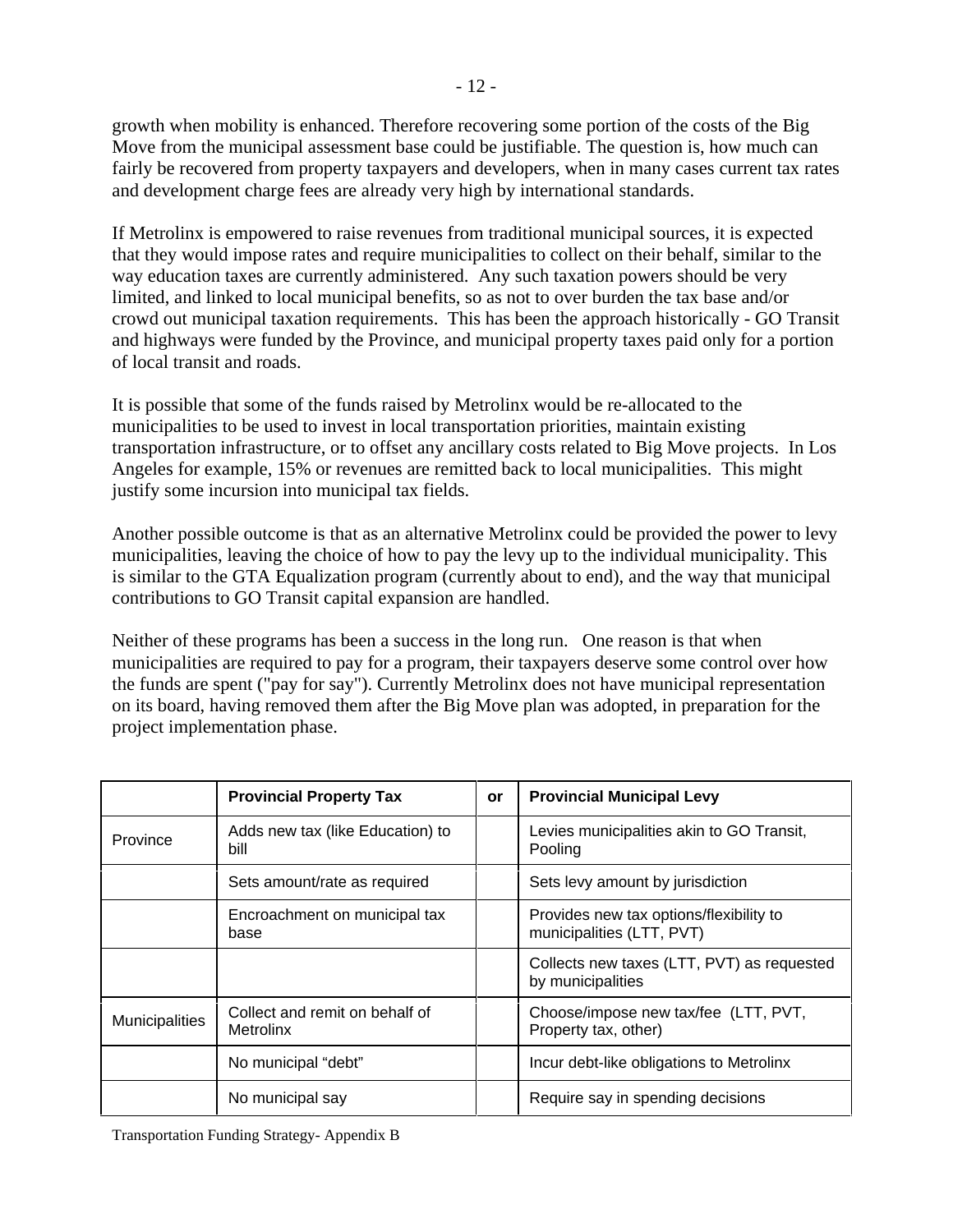growth when mobility is enhanced. Therefore recovering some portion of the costs of the Big Move from the municipal assessment base could be justifiable. The question is, how much can fairly be recovered from property taxpayers and developers, when in many cases current tax rates and development charge fees are already very high by international standards.

If Metrolinx is empowered to raise revenues from traditional municipal sources, it is expected that they would impose rates and require municipalities to collect on their behalf, similar to the way education taxes are currently administered. Any such taxation powers should be very limited, and linked to local municipal benefits, so as not to over burden the tax base and/or crowd out municipal taxation requirements. This has been the approach historically - GO Transit and highways were funded by the Province, and municipal property taxes paid only for a portion of local transit and roads.

It is possible that some of the funds raised by Metrolinx would be re-allocated to the municipalities to be used to invest in local transportation priorities, maintain existing transportation infrastructure, or to offset any ancillary costs related to Big Move projects. In Los Angeles for example, 15% or revenues are remitted back to local municipalities. This might justify some incursion into municipal tax fields.

Another possible outcome is that as an alternative Metrolinx could be provided the power to levy municipalities, leaving the choice of how to pay the levy up to the individual municipality. This is similar to the GTA Equalization program (currently about to end), and the way that municipal contributions to GO Transit capital expansion are handled.

Neither of these programs has been a success in the long run. One reason is that when municipalities are required to pay for a program, their taxpayers deserve some control over how the funds are spent ("pay for say"). Currently Metrolinx does not have municipal representation on its board, having removed them after the Big Move plan was adopted, in preparation for the project implementation phase.

| | **Provincial Property Tax** | **or** | **Provincial Municipal Levy** |
|---|---|---|---|
| Province | Adds new tax (like Education) to bill | | Levies municipalities akin to GO Transit, Pooling |
| | Sets amount/rate as required | | Sets levy amount by jurisdiction |
| | Encroachment on municipal tax base | | Provides new tax options/flexibility to municipalities (LTT, PVT) |
| | | | Collects new taxes (LTT, PVT) as requested by municipalities |
| Municipalities | Collect and remit on behalf of Metrolinx | | Choose/impose new tax/fee (LTT, PVT, Property tax, other) |
| | No municipal "debt" | | Incur debt-like obligations to Metrolinx |
| | No municipal say | | Require say in spending decisions |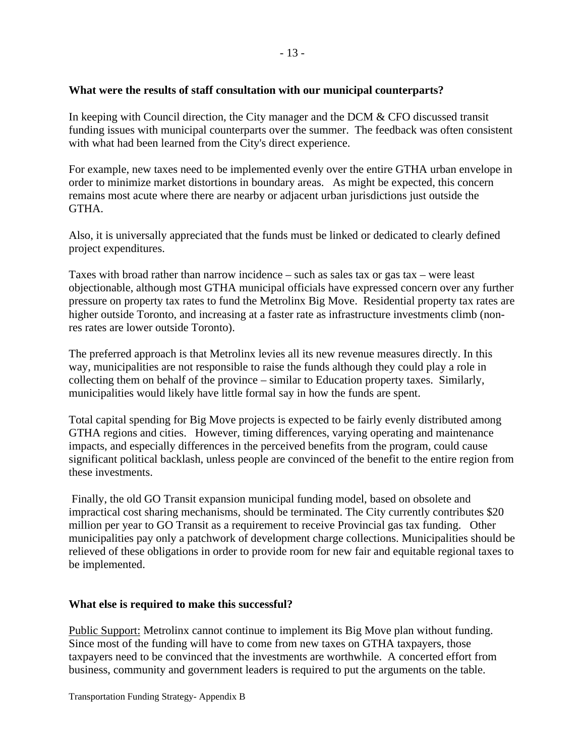**What were the results of staff consultation with our municipal counterparts?**

In keeping with Council direction, the City manager and the DCM & CFO discussed transit funding issues with municipal counterparts over the summer. The feedback was often consistent with what had been learned from the City's direct experience.

For example, new taxes need to be implemented evenly over the entire GTHA urban envelope in order to minimize market distortions in boundary areas. As might be expected, this concern remains most acute where there are nearby or adjacent urban jurisdictions just outside the GTHA.

Also, it is universally appreciated that the funds must be linked or dedicated to clearly defined project expenditures.

Taxes with broad rather than narrow incidence – such as sales tax or gas tax – were least objectionable, although most GTHA municipal officials have expressed concern over any further pressure on property tax rates to fund the Metrolinx Big Move. Residential property tax rates are higher outside Toronto, and increasing at a faster rate as infrastructure investments climb (non-res rates are lower outside Toronto).

The preferred approach is that Metrolinx levies all its new revenue measures directly. In this way, municipalities are not responsible to raise the funds although they could play a role in collecting them on behalf of the province – similar to Education property taxes. Similarly, municipalities would likely have little formal say in how the funds are spent.

Total capital spending for Big Move projects is expected to be fairly evenly distributed among GTHA regions and cities. However, timing differences, varying operating and maintenance impacts, and especially differences in the perceived benefits from the program, could cause significant political backlash, unless people are convinced of the benefit to the entire region from these investments.

Finally, the old GO Transit expansion municipal funding model, based on obsolete and impractical cost sharing mechanisms, should be terminated. The City currently contributes $20 million per year to GO Transit as a requirement to receive Provincial gas tax funding. Other municipalities pay only a patchwork of development charge collections. Municipalities should be relieved of these obligations in order to provide room for new fair and equitable regional taxes to be implemented.

**What else is required to make this successful?**

Public Support: Metrolinx cannot continue to implement its Big Move plan without funding. Since most of the funding will have to come from new taxes on GTHA taxpayers, those taxpayers need to be convinced that the investments are worthwhile. A concerted effort from business, community and government leaders is required to put the arguments on the table.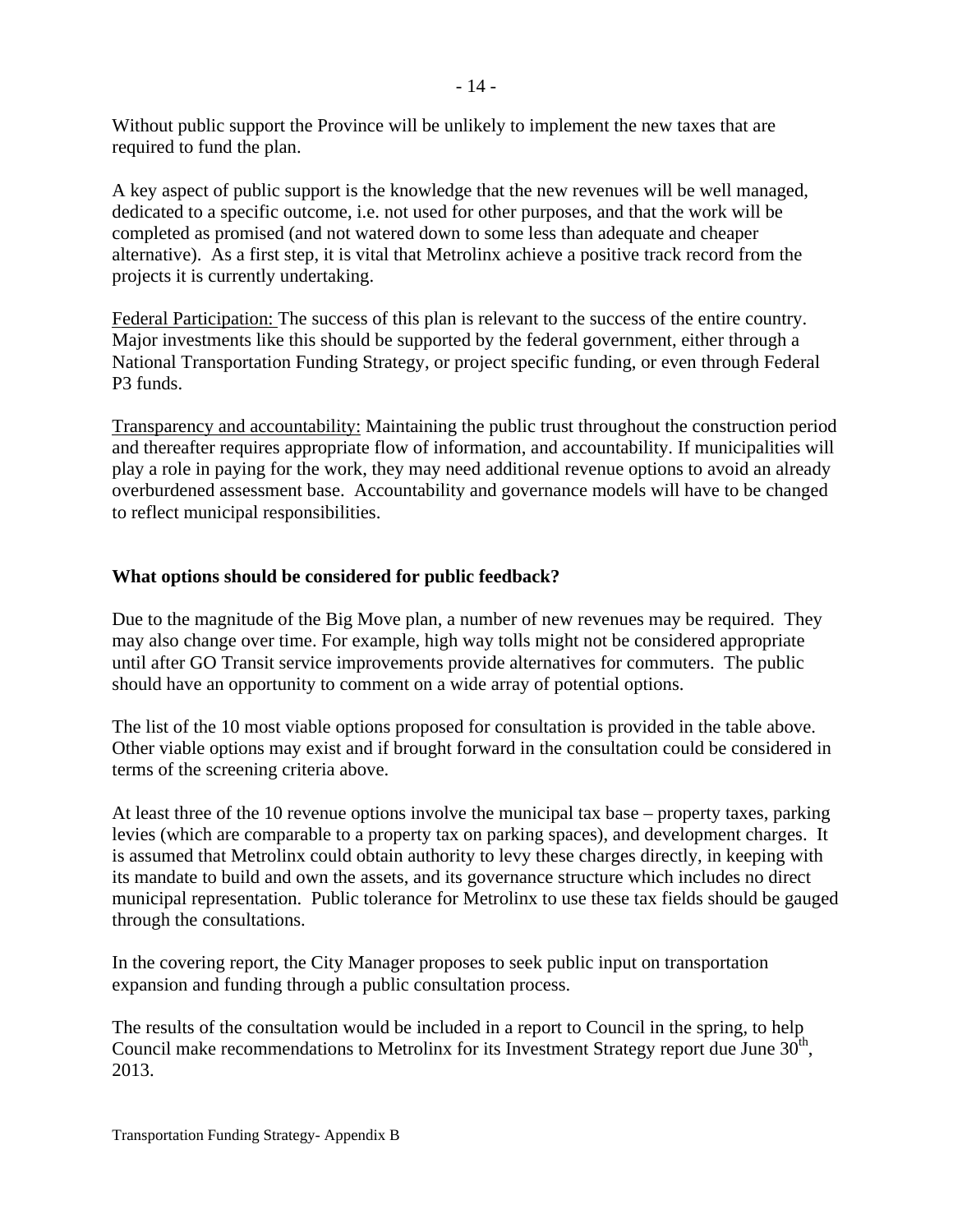Without public support the Province will be unlikely to implement the new taxes that are required to fund the plan.

A key aspect of public support is the knowledge that the new revenues will be well managed, dedicated to a specific outcome, i.e. not used for other purposes, and that the work will be completed as promised (and not watered down to some less than adequate and cheaper alternative). As a first step, it is vital that Metrolinx achieve a positive track record from the projects it is currently undertaking.

Federal Participation: The success of this plan is relevant to the success of the entire country. Major investments like this should be supported by the federal government, either through a National Transportation Funding Strategy, or project specific funding, or even through Federal P3 funds.

Transparency and accountability: Maintaining the public trust throughout the construction period and thereafter requires appropriate flow of information, and accountability. If municipalities will play a role in paying for the work, they may need additional revenue options to avoid an already overburdened assessment base. Accountability and governance models will have to be changed to reflect municipal responsibilities.

**What options should be considered for public feedback?**

Due to the magnitude of the Big Move plan, a number of new revenues may be required. They may also change over time. For example, high way tolls might not be considered appropriate until after GO Transit service improvements provide alternatives for commuters. The public should have an opportunity to comment on a wide array of potential options.

The list of the 10 most viable options proposed for consultation is provided in the table above. Other viable options may exist and if brought forward in the consultation could be considered in terms of the screening criteria above.

At least three of the 10 revenue options involve the municipal tax base – property taxes, parking levies (which are comparable to a property tax on parking spaces), and development charges. It is assumed that Metrolinx could obtain authority to levy these charges directly, in keeping with its mandate to build and own the assets, and its governance structure which includes no direct municipal representation. Public tolerance for Metrolinx to use these tax fields should be gauged through the consultations.

In the covering report, the City Manager proposes to seek public input on transportation expansion and funding through a public consultation process.

The results of the consultation would be included in a report to Council in the spring, to help Council make recommendations to Metrolinx for its Investment Strategy report due June 30th, 2013.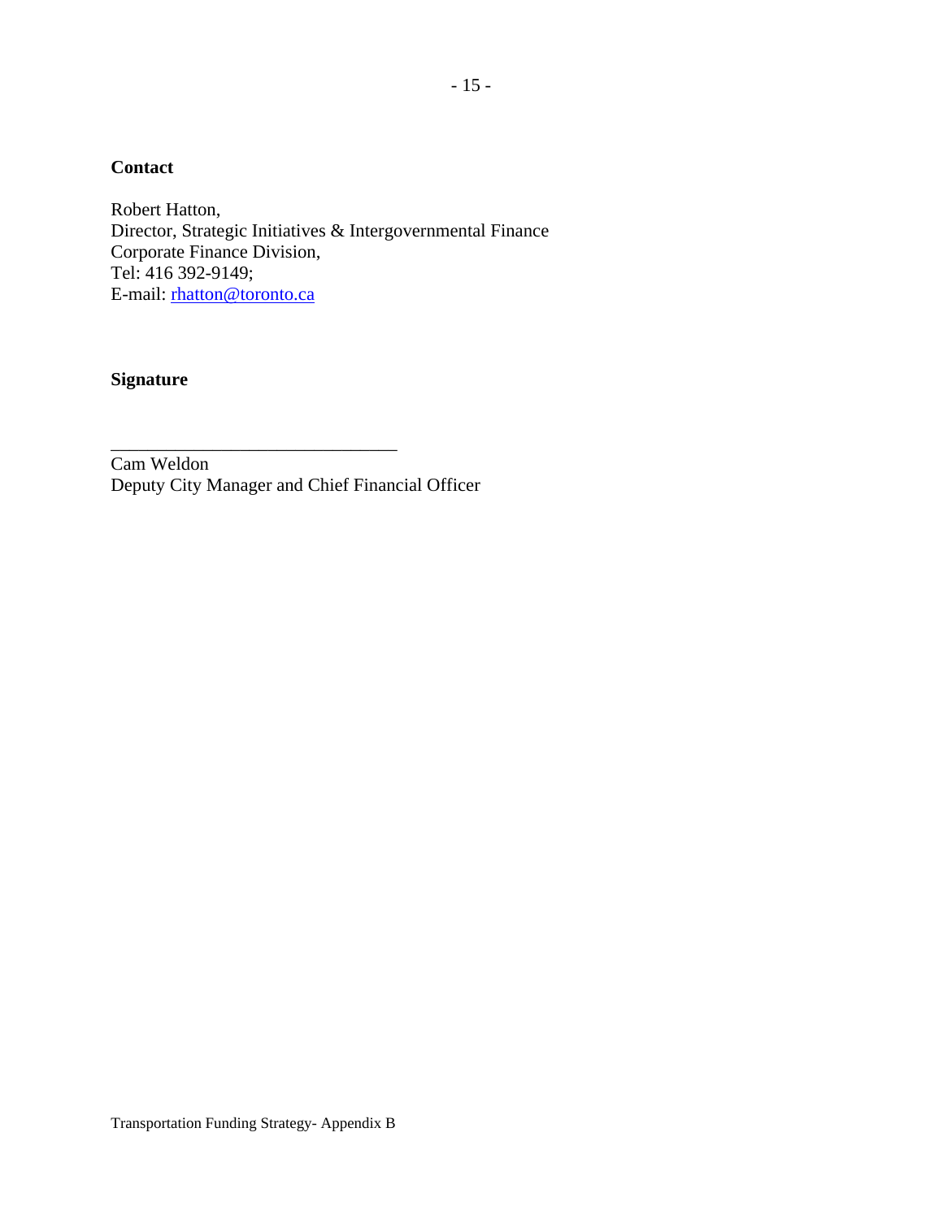**Contact**

Robert Hatton,
Director, Strategic Initiatives & Intergovernmental Finance
Corporate Finance Division,
Tel: 416 392-9149;
E-mail: rhatton@toronto.ca

**Signature**

_______________________________
Cam Weldon
Deputy City Manager and Chief Financial Officer